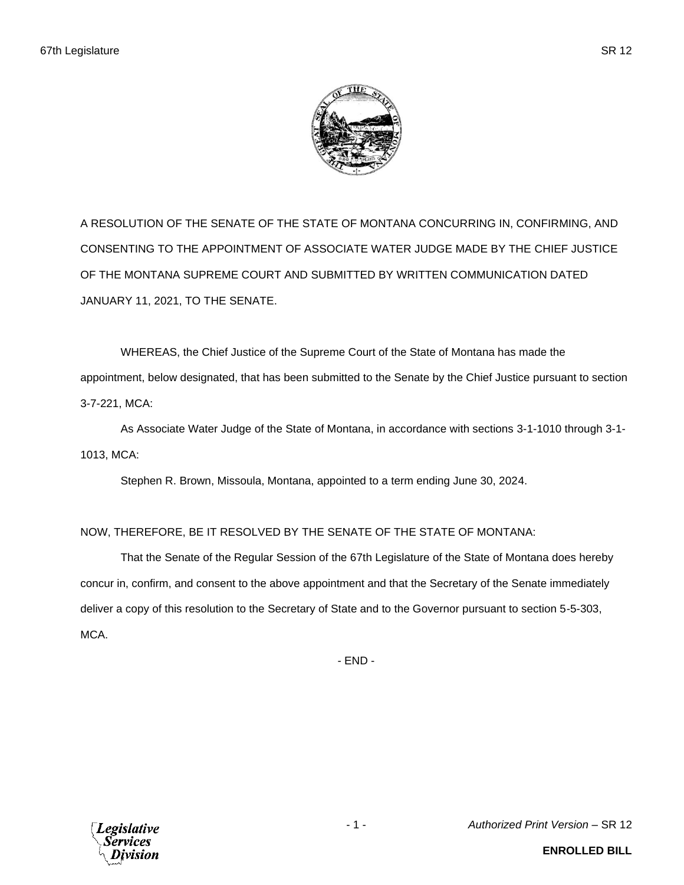A RESOLUTION OF THE SENATE OF THE STATE OF MONTANA CONCURRING IN, CONFIRMING, AND CONSENTING TO THE APPOINTMENT OF ASSOCIATE WATER JUDGE MADE BY THE CHIEF JUSTICE OF THE MONTANA SUPREME COURT AND SUBMITTED BY WRITTEN COMMUNICATION DATED JANUARY 11, 2021, TO THE SENATE.

WHEREAS, the Chief Justice of the Supreme Court of the State of Montana has made the appointment, below designated, that has been submitted to the Senate by the Chief Justice pursuant to section 3-7-221, MCA:

As Associate Water Judge of the State of Montana, in accordance with sections 3-1-1010 through 3-1-1013, MCA:

Stephen R. Brown, Missoula, Montana, appointed to a term ending June 30, 2024.

NOW, THEREFORE, BE IT RESOLVED BY THE SENATE OF THE STATE OF MONTANA:

That the Senate of the Regular Session of the 67th Legislature of the State of Montana does hereby concur in, confirm, and consent to the above appointment and that the Secretary of the Senate immediately deliver a copy of this resolution to the Secretary of State and to the Governor pursuant to section 5-5-303, MCA.

- END -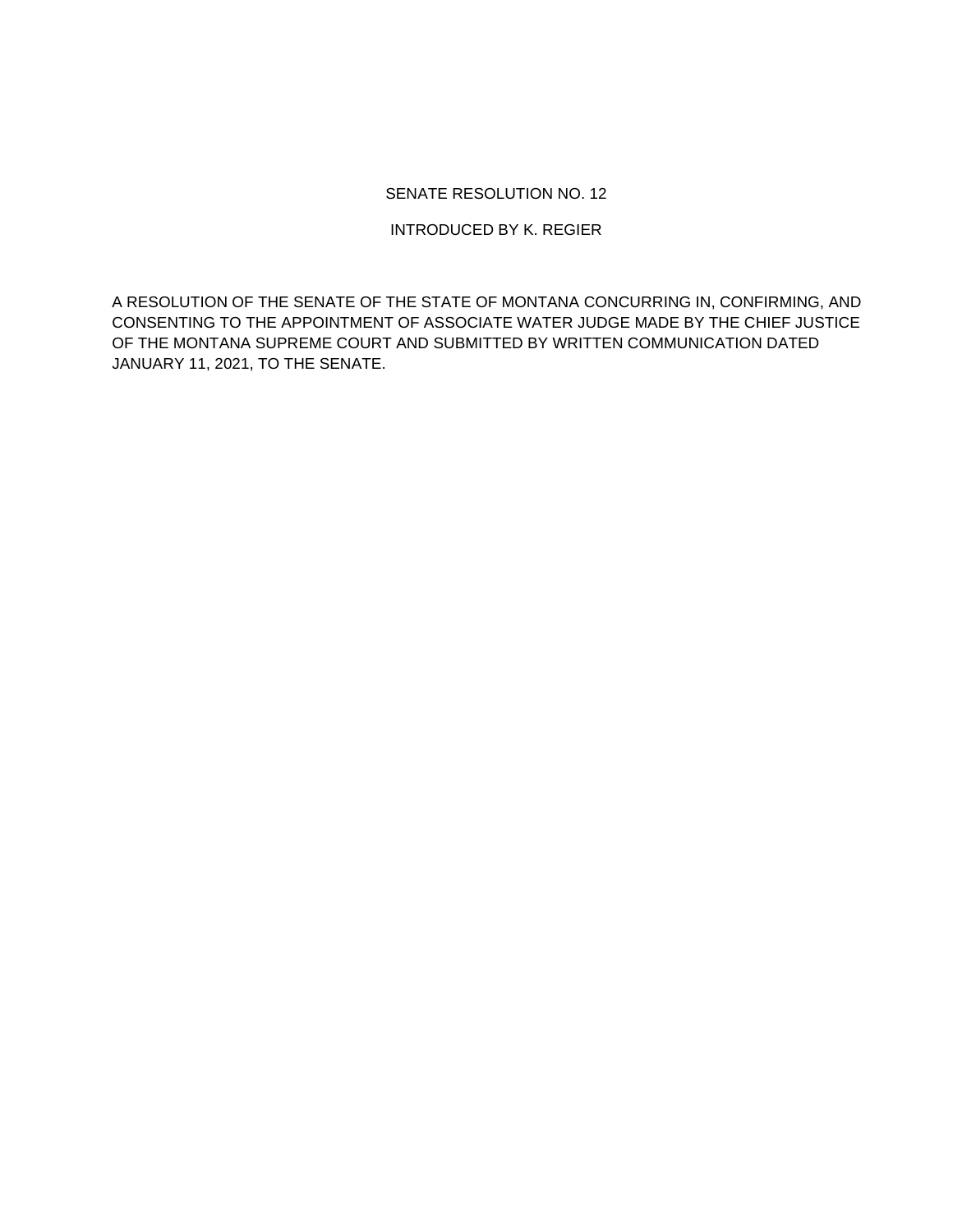# SENATE RESOLUTION NO. 12

INTRODUCED BY K. REGIER

A RESOLUTION OF THE SENATE OF THE STATE OF MONTANA CONCURRING IN, CONFIRMING, AND CONSENTING TO THE APPOINTMENT OF ASSOCIATE WATER JUDGE MADE BY THE CHIEF JUSTICE OF THE MONTANA SUPREME COURT AND SUBMITTED BY WRITTEN COMMUNICATION DATED JANUARY 11, 2021, TO THE SENATE.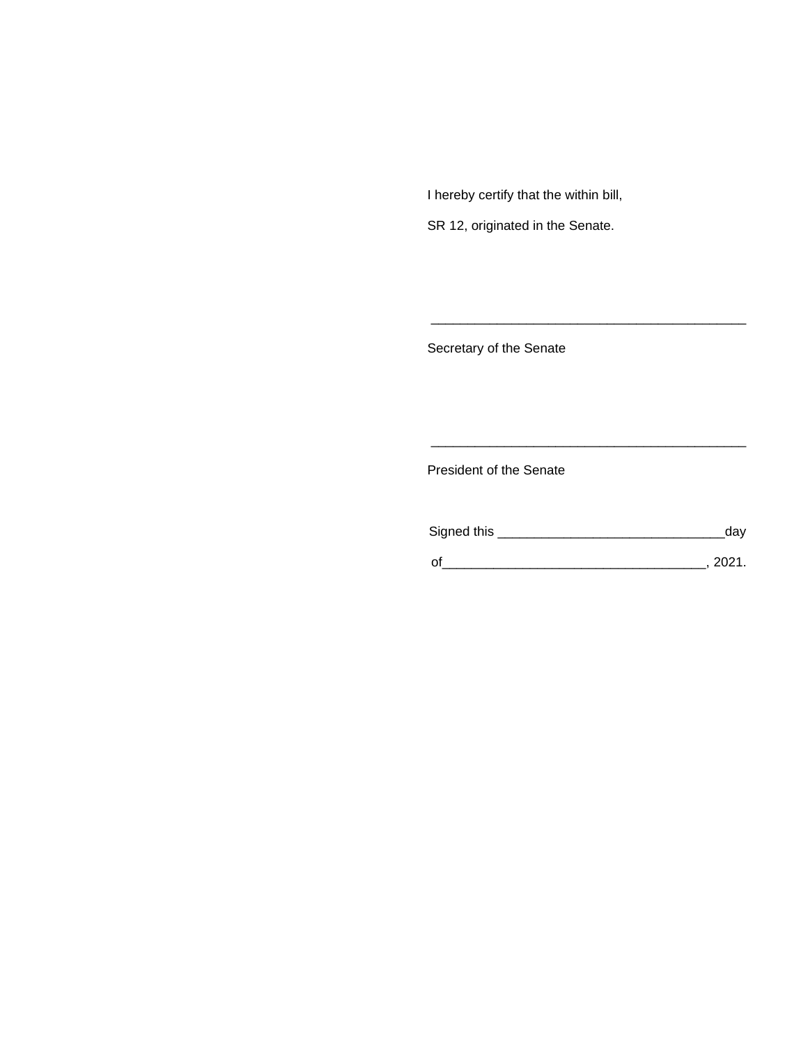I hereby certify that the within bill,

SR 12, originated in the Senate.

____________________________________________

Secretary of the Senate

____________________________________________

President of the Senate

Signed this ______________________________day

of___________________________________, 2021.